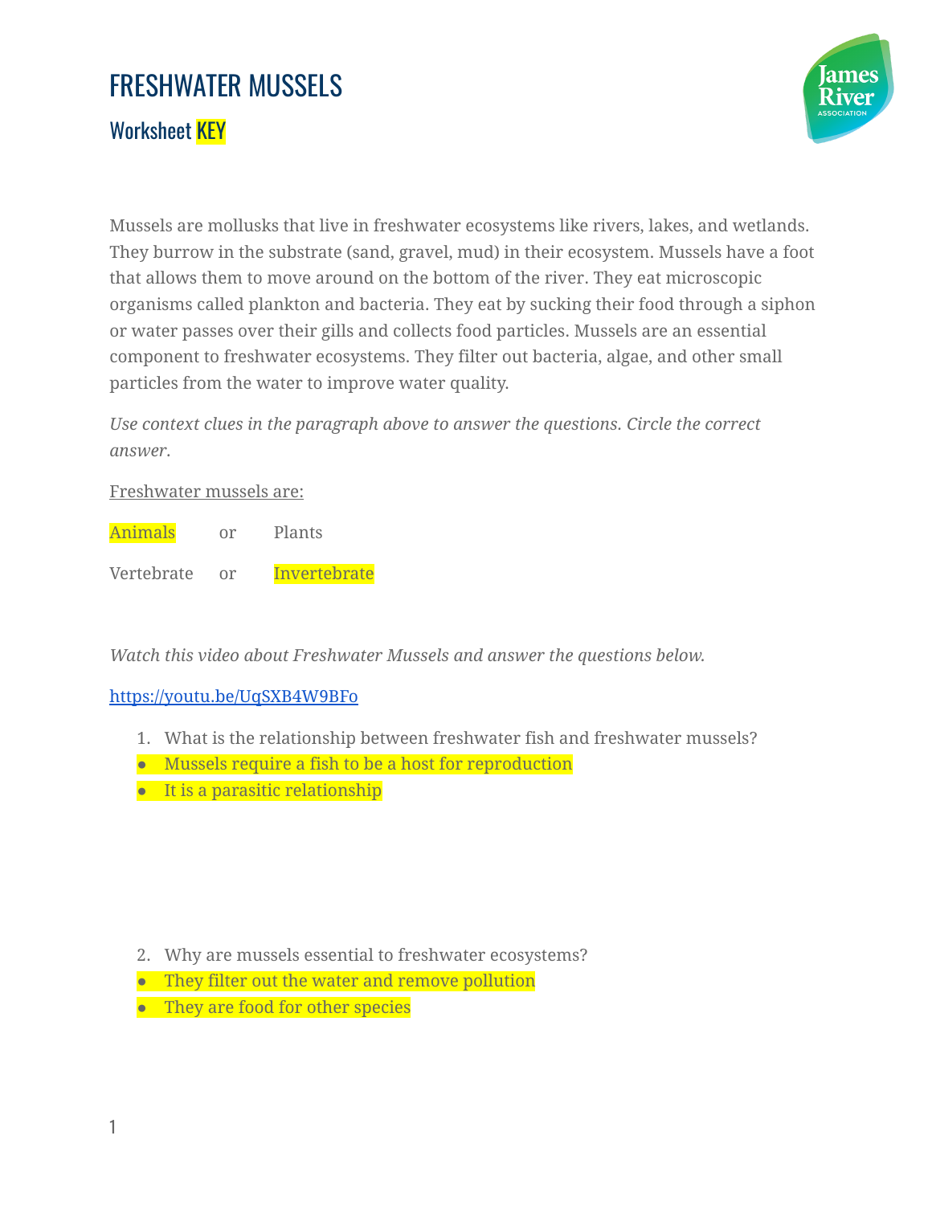# FRESHWATER MUSSELS

## Worksheet KEY

Mussels are mollusks that live in freshwater ecosystems like rivers, lakes, and wetlands. They burrow in the substrate (sand, gravel, mud) in their ecosystem. Mussels have a foot that allows them to move around on the bottom of the river. They eat microscopic organisms called plankton and bacteria. They eat by sucking their food through a siphon or water passes over their gills and collects food particles. Mussels are an essential component to freshwater ecosystems. They filter out bacteria, algae, and other small particles from the water to improve water quality.

*Use context clues in the paragraph above to answer the questions. Circle the correct answer.*

Freshwater mussels are:

Animals or Plants

Vertebrate or Invertebrate

*Watch this video about Freshwater Mussels and answer the questions below.*

https://youtu.be/UqSXB4W9BFo

1. What is the relationship between freshwater fish and freshwater mussels?
   - Mussels require a fish to be a host for reproduction
   - It is a parasitic relationship

2. Why are mussels essential to freshwater ecosystems?
   - They filter out the water and remove pollution
   - They are food for other species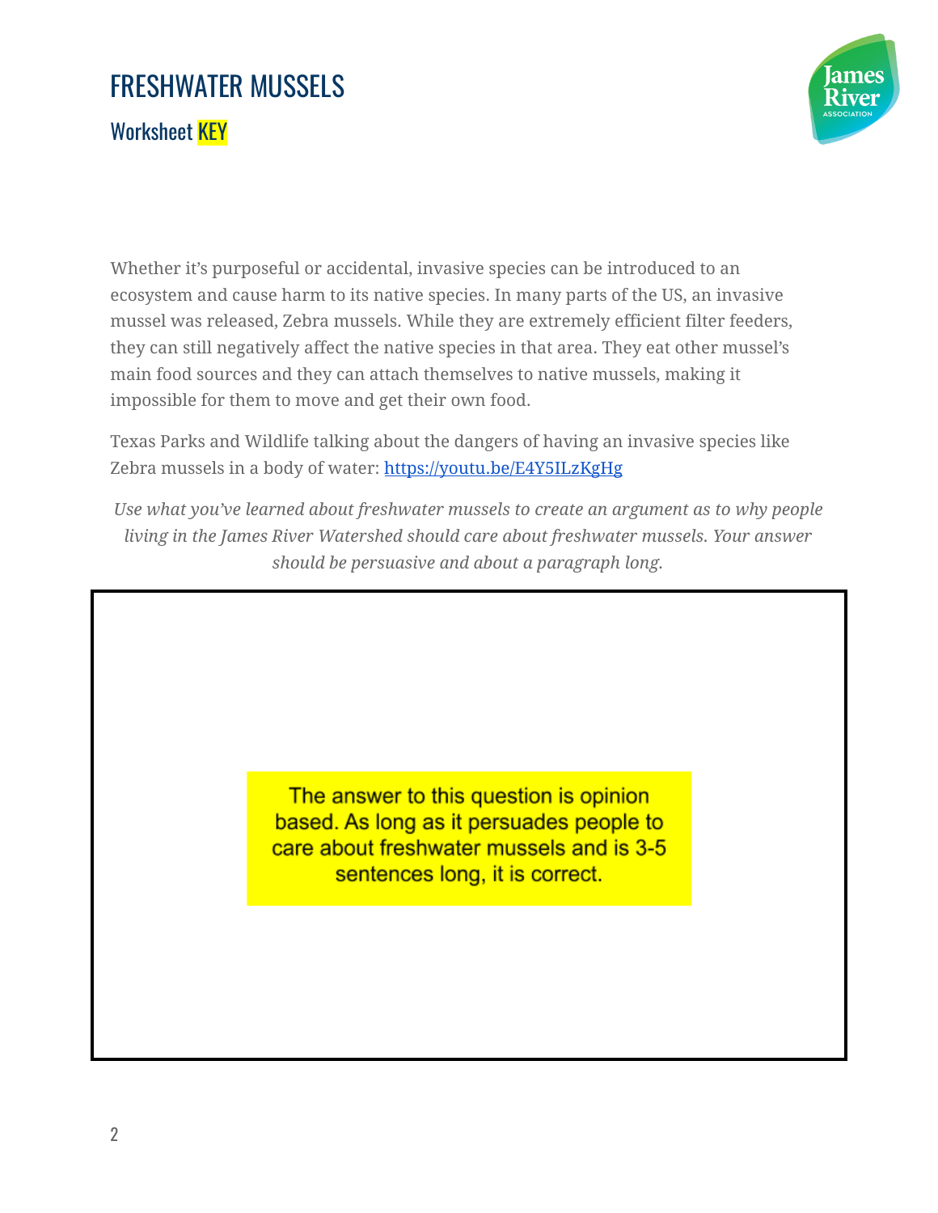# FRESHWATER MUSSELS

## Worksheet KEY

Whether it's purposeful or accidental, invasive species can be introduced to an ecosystem and cause harm to its native species. In many parts of the US, an invasive mussel was released, Zebra mussels. While they are extremely efficient filter feeders, they can still negatively affect the native species in that area. They eat other mussel's main food sources and they can attach themselves to native mussels, making it impossible for them to move and get their own food.

Texas Parks and Wildlife talking about the dangers of having an invasive species like Zebra mussels in a body of water: https://youtu.be/E4Y5ILzKgHg

*Use what you've learned about freshwater mussels to create an argument as to why people living in the James River Watershed should care about freshwater mussels. Your answer should be persuasive and about a paragraph long.*

The answer to this question is opinion based. As long as it persuades people to care about freshwater mussels and is 3-5 sentences long, it is correct.